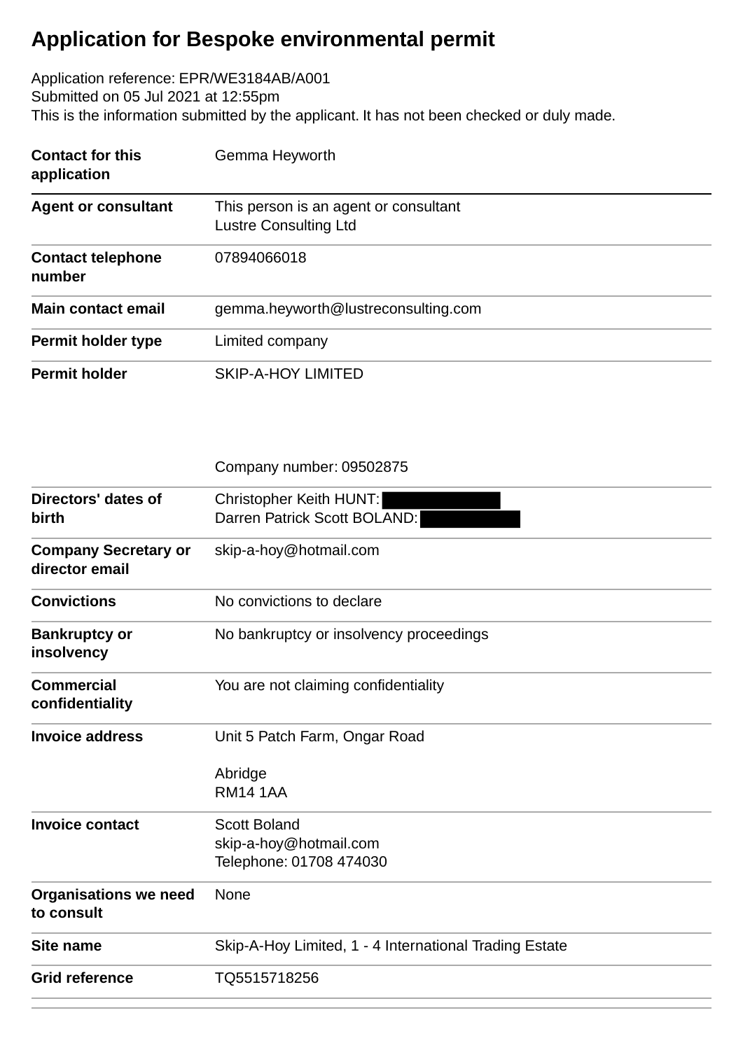# Application for Bespoke environmental permit

Application reference: EPR/WE3184AB/A001
Submitted on 05 Jul 2021 at 12:55pm
This is the information submitted by the applicant. It has not been checked or duly made.

| | |
|---|---|
| **Contact for this application** | Gemma Heyworth |
| **Agent or consultant** | This person is an agent or consultant<br>Lustre Consulting Ltd |
| **Contact telephone number** | 07894066018 |
| **Main contact email** | gemma.heyworth@lustreconsulting.com |
| **Permit holder type** | Limited company |
| **Permit holder** | SKIP-A-HOY LIMITED<br><br>Company number: 09502875 |
| **Directors' dates of birth** | Christopher Keith HUNT: [redacted]<br>Darren Patrick Scott BOLAND: [redacted] |
| **Company Secretary or director email** | skip-a-hoy@hotmail.com |
| **Convictions** | No convictions to declare |
| **Bankruptcy or insolvency** | No bankruptcy or insolvency proceedings |
| **Commercial confidentiality** | You are not claiming confidentiality |
| **Invoice address** | Unit 5 Patch Farm, Ongar Road<br><br>Abridge<br>RM14 1AA |
| **Invoice contact** | Scott Boland<br>skip-a-hoy@hotmail.com<br>Telephone: 01708 474030 |
| **Organisations we need to consult** | None |
| **Site name** | Skip-A-Hoy Limited, 1 - 4 International Trading Estate |
| **Grid reference** | TQ5515718256 |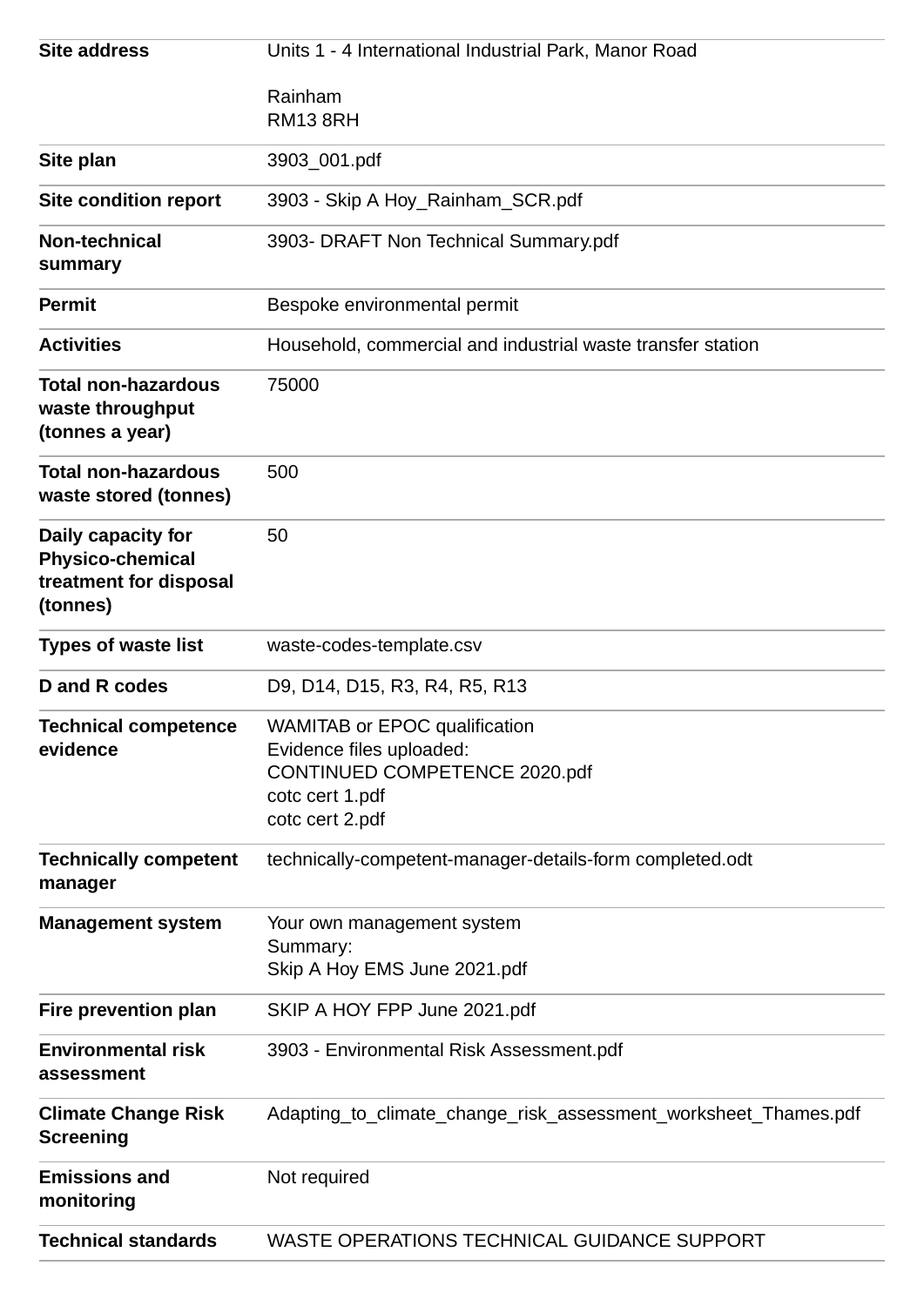| | |
|---|---|
| **Site address** | Units 1 - 4 International Industrial Park, Manor Road<br><br>Rainham<br>RM13 8RH |
| **Site plan** | 3903_001.pdf |
| **Site condition report** | 3903 - Skip A Hoy_Rainham_SCR.pdf |
| **Non-technical summary** | 3903- DRAFT Non Technical Summary.pdf |
| **Permit** | Bespoke environmental permit |
| **Activities** | Household, commercial and industrial waste transfer station |
| **Total non-hazardous waste throughput (tonnes a year)** | 75000 |
| **Total non-hazardous waste stored (tonnes)** | 500 |
| **Daily capacity for Physico-chemical treatment for disposal (tonnes)** | 50 |
| **Types of waste list** | waste-codes-template.csv |
| **D and R codes** | D9, D14, D15, R3, R4, R5, R13 |
| **Technical competence evidence** | WAMITAB or EPOC qualification<br>Evidence files uploaded:<br>CONTINUED COMPETENCE 2020.pdf<br>cotc cert 1.pdf<br>cotc cert 2.pdf |
| **Technically competent manager** | technically-competent-manager-details-form completed.odt |
| **Management system** | Your own management system<br>Summary:<br>Skip A Hoy EMS June 2021.pdf |
| **Fire prevention plan** | SKIP A HOY FPP June 2021.pdf |
| **Environmental risk assessment** | 3903 - Environmental Risk Assessment.pdf |
| **Climate Change Risk Screening** | Adapting_to_climate_change_risk_assessment_worksheet_Thames.pdf |
| **Emissions and monitoring** | Not required |
| **Technical standards** | WASTE OPERATIONS TECHNICAL GUIDANCE SUPPORT |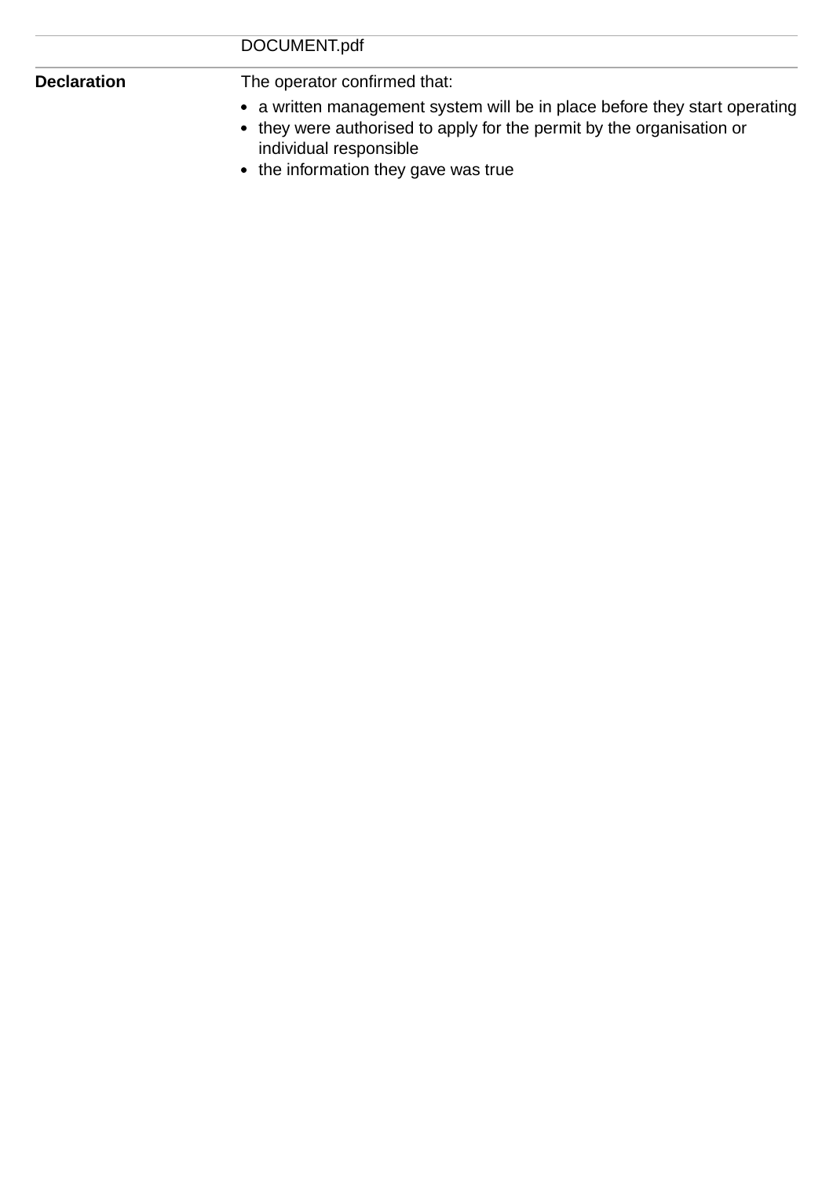| | |
|---|---|
| | DOCUMENT.pdf |
| **Declaration** | The operator confirmed that:<br>• a written management system will be in place before they start operating<br>• they were authorised to apply for the permit by the organisation or individual responsible<br>• the information they gave was true |